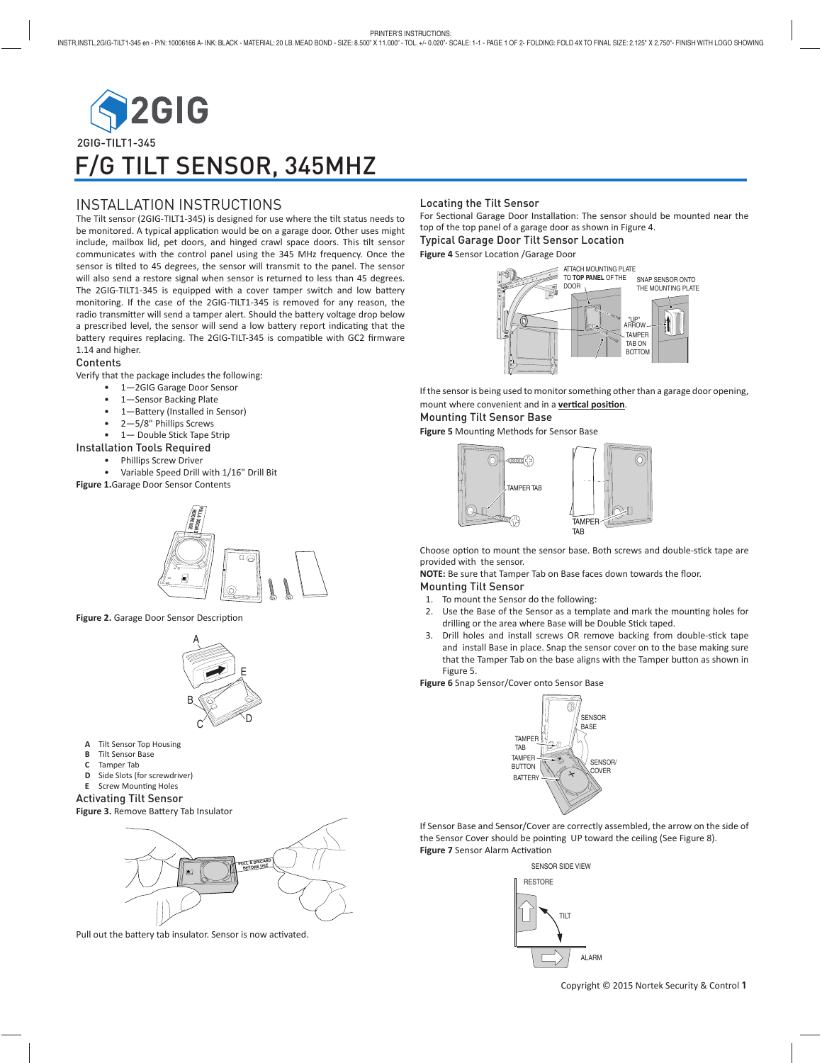2GIG

2GIG-TILT1-345

# F/G TILT SENSOR, 345MHZ

## INSTALLATION INSTRUCTIONS

The Tilt sensor (2GIG-TILT1-345) is designed for use where the tilt status needs to be monitored. A typical application would be on a garage door. Other uses might include, mailbox lid, pet doors, and hinged crawl space doors. This tilt sensor communicates with the control panel using the 345 MHz frequency. Once the sensor is tilted to 45 degrees, the sensor will transmit to the panel. The sensor will also send a restore signal when sensor is returned to less than 45 degrees. The 2GIG-TILT1-345 is equipped with a cover tamper switch and low battery monitoring. If the case of the 2GIG-TILT1-345 is removed for any reason, the radio transmitter will send a tamper alert. Should the battery voltage drop below a prescribed level, the sensor will send a low battery report indicating that the battery requires replacing. The 2GIG-TILT-345 is compatible with GC2 firmware 1.14 and higher.

### Contents

Verify that the package includes the following:

- 1—2GIG Garage Door Sensor
- 1—Sensor Backing Plate
- 1—Battery (Installed in Sensor)
- 2—5/8" Phillips Screws
- 1— Double Stick Tape Strip

### Installation Tools Required

- Phillips Screw Driver
- Variable Speed Drill with 1/16" Drill Bit

**Figure 1.**Garage Door Sensor Contents

**Figure 2.** Garage Door Sensor Description

- **A** Tilt Sensor Top Housing
- **B** Tilt Sensor Base
- **C** Tamper Tab
- **D** Side Slots (for screwdriver)
- **E** Screw Mounting Holes

### Activating Tilt Sensor

**Figure 3.** Remove Battery Tab Insulator

Pull out the battery tab insulator. Sensor is now activated.

### Locating the Tilt Sensor

For Sectional Garage Door Installation: The sensor should be mounted near the top of the top panel of a garage door as shown in Figure 4.

### Typical Garage Door Tilt Sensor Location

**Figure 4** Sensor Location /Garage Door

If the sensor is being used to monitor something other than a garage door opening, mount where convenient and in a **vertical position**.

### Mounting Tilt Sensor Base

**Figure 5** Mounting Methods for Sensor Base

Choose option to mount the sensor base. Both screws and double-stick tape are provided with the sensor.

**NOTE:** Be sure that Tamper Tab on Base faces down towards the floor.

### Mounting Tilt Sensor

1. To mount the Sensor do the following:
2. Use the Base of the Sensor as a template and mark the mounting holes for drilling or the area where Base will be Double Stick taped.
3. Drill holes and install screws OR remove backing from double-stick tape and install Base in place. Snap the sensor cover on to the base making sure that the Tamper Tab on the base aligns with the Tamper button as shown in Figure 5.

**Figure 6** Snap Sensor/Cover onto Sensor Base

If Sensor Base and Sensor/Cover are correctly assembled, the arrow on the side of the Sensor Cover should be pointing UP toward the ceiling (See Figure 8).

**Figure 7** Sensor Alarm Activation

Copyright © 2015 Nortek Security & Control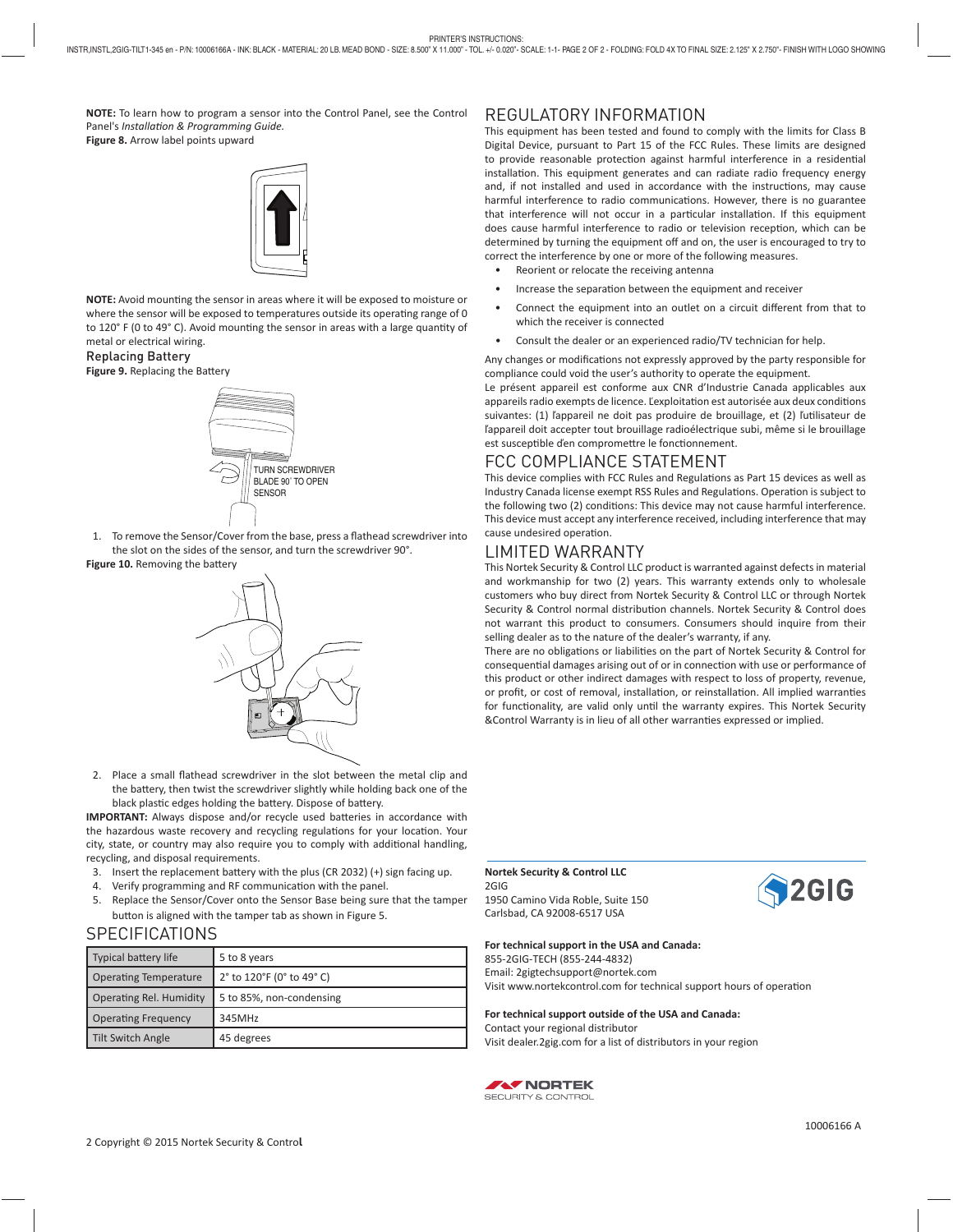**NOTE:** To learn how to program a sensor into the Control Panel, see the Control Panel's *Installation & Programming Guide.*

**Figure 8.** Arrow label points upward

**NOTE:** Avoid mounting the sensor in areas where it will be exposed to moisture or where the sensor will be exposed to temperatures outside its operating range of 0 to 120° F (0 to 49° C). Avoid mounting the sensor in areas with a large quantity of metal or electrical wiring.

### Replacing Battery

**Figure 9.** Replacing the Battery

TURN SCREWDRIVER BLADE 90° TO OPEN SENSOR

1. To remove the Sensor/Cover from the base, press a flathead screwdriver into the slot on the sides of the sensor, and turn the screwdriver 90°.

**Figure 10.** Removing the battery

2. Place a small flathead screwdriver in the slot between the metal clip and the battery, then twist the screwdriver slightly while holding back one of the black plastic edges holding the battery. Dispose of battery.

**IMPORTANT:** Always dispose and/or recycle used batteries in accordance with the hazardous waste recovery and recycling regulations for your location. Your city, state, or country may also require you to comply with additional handling, recycling, and disposal requirements.

3. Insert the replacement battery with the plus (CR 2032) (+) sign facing up.
4. Verify programming and RF communication with the panel.
5. Replace the Sensor/Cover onto the Sensor Base being sure that the tamper button is aligned with the tamper tab as shown in Figure 5.

## SPECIFICATIONS

| | |
|---|---|
| Typical battery life | 5 to 8 years |
| Operating Temperature | 2° to 120°F (0° to 49° C) |
| Operating Rel. Humidity | 5 to 85%, non-condensing |
| Operating Frequency | 345MHz |
| Tilt Switch Angle | 45 degrees |

## REGULATORY INFORMATION

This equipment has been tested and found to comply with the limits for Class B Digital Device, pursuant to Part 15 of the FCC Rules. These limits are designed to provide reasonable protection against harmful interference in a residential installation. This equipment generates and can radiate radio frequency energy and, if not installed and used in accordance with the instructions, may cause harmful interference to radio communications. However, there is no guarantee that interference will not occur in a particular installation. If this equipment does cause harmful interference to radio or television reception, which can be determined by turning the equipment off and on, the user is encouraged to try to correct the interference by one or more of the following measures.

- Reorient or relocate the receiving antenna
- Increase the separation between the equipment and receiver
- Connect the equipment into an outlet on a circuit different from that to which the receiver is connected
- Consult the dealer or an experienced radio/TV technician for help.

Any changes or modifications not expressly approved by the party responsible for compliance could void the user's authority to operate the equipment.

Le présent appareil est conforme aux CNR d'Industrie Canada applicables aux appareils radio exempts de licence. L'exploitation est autorisée aux deux conditions suivantes: (1) l'appareil ne doit pas produire de brouillage, et (2) l'utilisateur de l'appareil doit accepter tout brouillage radioélectrique subi, même si le brouillage est susceptible d'en compromettre le fonctionnement.

## FCC COMPLIANCE STATEMENT

This device complies with FCC Rules and Regulations as Part 15 devices as well as Industry Canada license exempt RSS Rules and Regulations. Operation is subject to the following two (2) conditions: This device may not cause harmful interference. This device must accept any interference received, including interference that may cause undesired operation.

## LIMITED WARRANTY

This Nortek Security & Control LLC product is warranted against defects in material and workmanship for two (2) years. This warranty extends only to wholesale customers who buy direct from Nortek Security & Control LLC or through Nortek Security & Control normal distribution channels. Nortek Security & Control does not warrant this product to consumers. Consumers should inquire from their selling dealer as to the nature of the dealer's warranty, if any.

There are no obligations or liabilities on the part of Nortek Security & Control for consequential damages arising out of or in connection with use or performance of this product or other indirect damages with respect to loss of property, revenue, or profit, or cost of removal, installation, or reinstallation. All implied warranties for functionality, are valid only until the warranty expires. This Nortek Security &Control Warranty is in lieu of all other warranties expressed or implied.

**Nortek Security & Control LLC**
2GIG
1950 Camino Vida Roble, Suite 150
Carlsbad, CA 92008-6517 USA

2GIG

**For technical support in the USA and Canada:**
855-2GIG-TECH (855-244-4832)
Email: 2gigtechsupport@nortek.com
Visit www.nortekcontrol.com for technical support hours of operation

**For technical support outside of the USA and Canada:**
Contact your regional distributor
Visit dealer.2gig.com for a list of distributors in your region

NORTEK SECURITY & CONTROL

10006166 A

Copyright © 2015 Nortek Security & Control